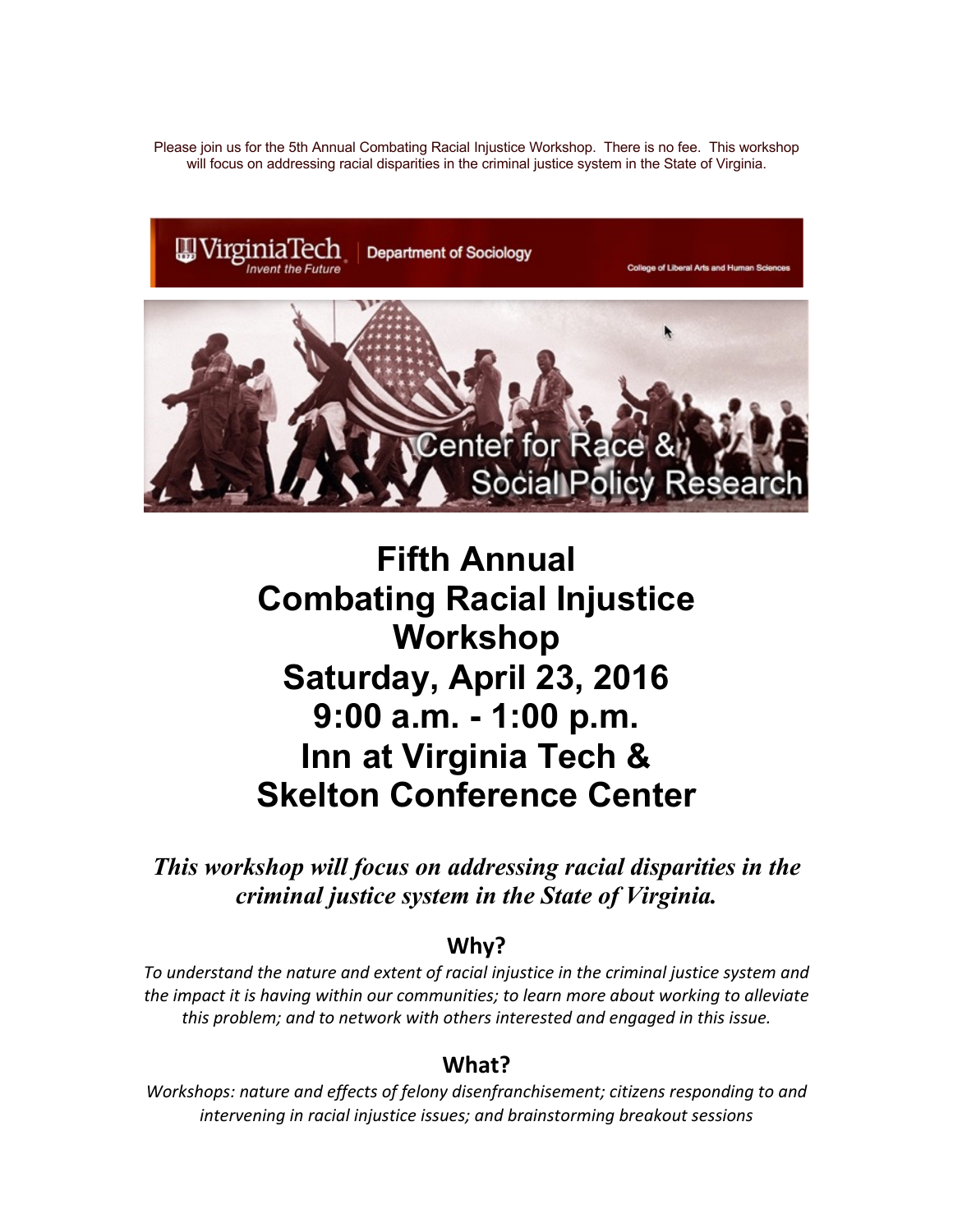Please join us for the 5th Annual Combating Racial Injustice Workshop. There is no fee. This workshop will focus on addressing racial disparities in the criminal justice system in the State of Virginia.

VirginiaTech | Department of Sociology
Invent the Future
College of Liberal Arts and Human Sciences

Center for Race & Social Policy Research

# Fifth Annual Combating Racial Injustice Workshop
# Saturday, April 23, 2016
# 9:00 a.m. - 1:00 p.m.
# Inn at Virginia Tech & Skelton Conference Center

***This workshop will focus on addressing racial disparities in the criminal justice system in the State of Virginia.***

## Why?

*To understand the nature and extent of racial injustice in the criminal justice system and the impact it is having within our communities; to learn more about working to alleviate this problem; and to network with others interested and engaged in this issue.*

## What?

*Workshops: nature and effects of felony disenfranchisement; citizens responding to and intervening in racial injustice issues; and brainstorming breakout sessions*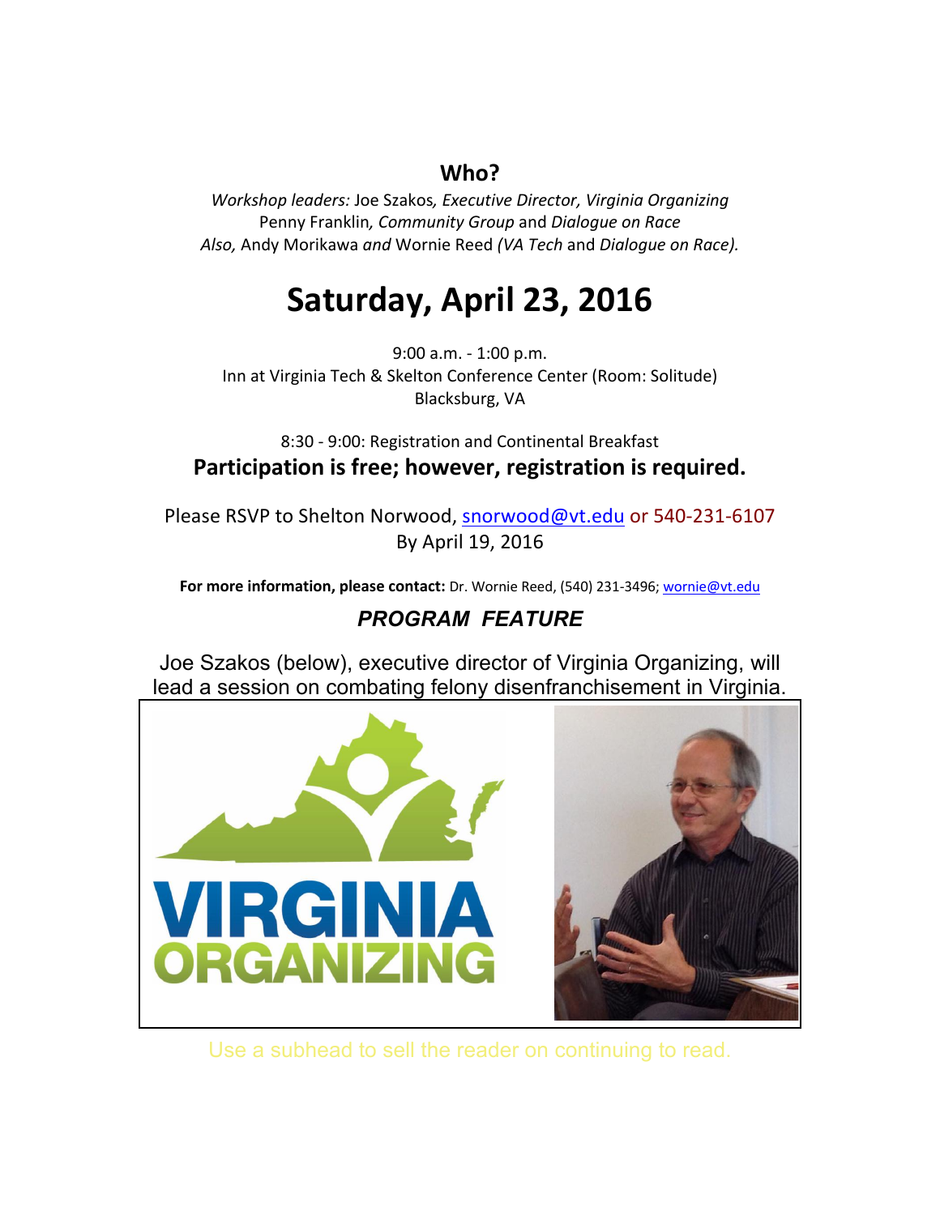## Who?

*Workshop leaders:* Joe Szakos*, Executive Director, Virginia Organizing*
Penny Franklin*, Community Group* and *Dialogue on Race*
*Also,* Andy Morikawa *and* Wornie Reed *(VA Tech* and *Dialogue on Race).*

# Saturday, April 23, 2016

9:00 a.m. - 1:00 p.m.
Inn at Virginia Tech & Skelton Conference Center (Room: Solitude)
Blacksburg, VA

8:30 - 9:00: Registration and Continental Breakfast

**Participation is free; however, registration is required.**

Please RSVP to Shelton Norwood, snorwood@vt.edu or 540-231-6107
By April 19, 2016

**For more information, please contact:** Dr. Wornie Reed, (540) 231-3496; wornie@vt.edu

## *PROGRAM FEATURE*

Joe Szakos (below), executive director of Virginia Organizing, will lead a session on combating felony disenfranchisement in Virginia.

Use a subhead to sell the reader on continuing to read.